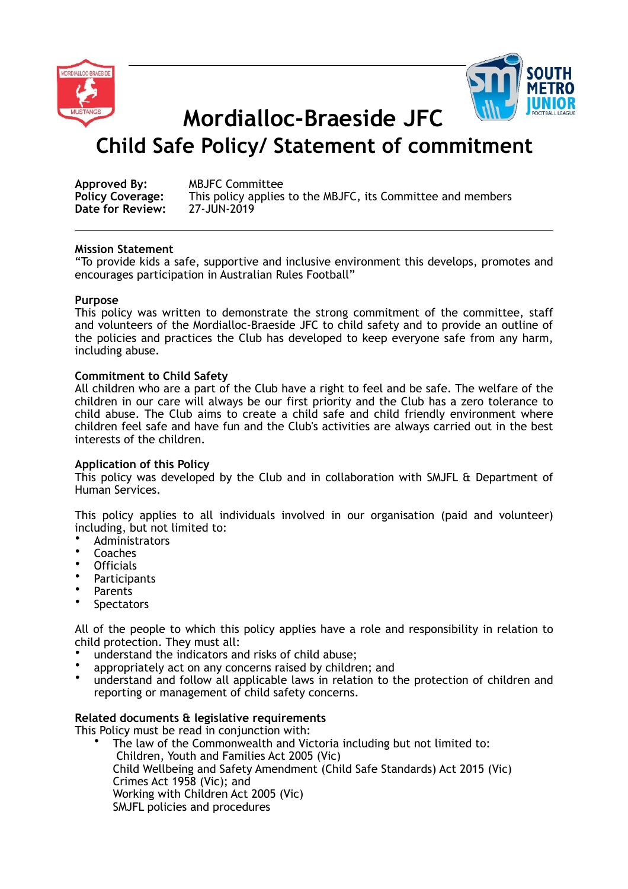# Mordialloc-Braeside JFC

## Child Safe Policy/ Statement of commitment

**Approved By:** MBJFC Committee
**Policy Coverage:** This policy applies to the MBJFC, its Committee and members
**Date for Review:** 27-JUN-2019

---

**Mission Statement**
"To provide kids a safe, supportive and inclusive environment this develops, promotes and encourages participation in Australian Rules Football"

**Purpose**
This policy was written to demonstrate the strong commitment of the committee, staff and volunteers of the Mordialloc-Braeside JFC to child safety and to provide an outline of the policies and practices the Club has developed to keep everyone safe from any harm, including abuse.

**Commitment to Child Safety**
All children who are a part of the Club have a right to feel and be safe. The welfare of the children in our care will always be our first priority and the Club has a zero tolerance to child abuse. The Club aims to create a child safe and child friendly environment where children feel safe and have fun and the Club's activities are always carried out in the best interests of the children.

**Application of this Policy**
This policy was developed by the Club and in collaboration with SMJFL & Department of Human Services.

This policy applies to all individuals involved in our organisation (paid and volunteer) including, but not limited to:

- Administrators
- Coaches
- Officials
- Participants
- Parents
- Spectators

All of the people to which this policy applies have a role and responsibility in relation to child protection. They must all:

- understand the indicators and risks of child abuse;
- appropriately act on any concerns raised by children; and
- understand and follow all applicable laws in relation to the protection of children and reporting or management of child safety concerns.

**Related documents & legislative requirements**
This Policy must be read in conjunction with:

- The law of the Commonwealth and Victoria including but not limited to:
  Children, Youth and Families Act 2005 (Vic)
  Child Wellbeing and Safety Amendment (Child Safe Standards) Act 2015 (Vic)
  Crimes Act 1958 (Vic); and
  Working with Children Act 2005 (Vic)
  SMJFL policies and procedures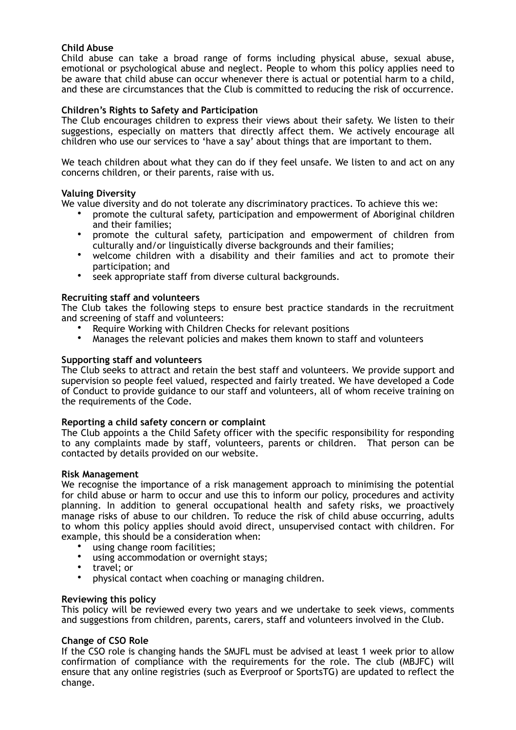**Child Abuse**

Child abuse can take a broad range of forms including physical abuse, sexual abuse, emotional or psychological abuse and neglect. People to whom this policy applies need to be aware that child abuse can occur whenever there is actual or potential harm to a child, and these are circumstances that the Club is committed to reducing the risk of occurrence.

**Children's Rights to Safety and Participation**

The Club encourages children to express their views about their safety. We listen to their suggestions, especially on matters that directly affect them. We actively encourage all children who use our services to 'have a say' about things that are important to them.

We teach children about what they can do if they feel unsafe. We listen to and act on any concerns children, or their parents, raise with us.

**Valuing Diversity**

We value diversity and do not tolerate any discriminatory practices. To achieve this we:

- promote the cultural safety, participation and empowerment of Aboriginal children and their families;
- promote the cultural safety, participation and empowerment of children from culturally and/or linguistically diverse backgrounds and their families;
- welcome children with a disability and their families and act to promote their participation; and
- seek appropriate staff from diverse cultural backgrounds.

**Recruiting staff and volunteers**

The Club takes the following steps to ensure best practice standards in the recruitment and screening of staff and volunteers:

- Require Working with Children Checks for relevant positions
- Manages the relevant policies and makes them known to staff and volunteers

**Supporting staff and volunteers**

The Club seeks to attract and retain the best staff and volunteers. We provide support and supervision so people feel valued, respected and fairly treated. We have developed a Code of Conduct to provide guidance to our staff and volunteers, all of whom receive training on the requirements of the Code.

**Reporting a child safety concern or complaint**

The Club appoints a the Child Safety officer with the specific responsibility for responding to any complaints made by staff, volunteers, parents or children. That person can be contacted by details provided on our website.

**Risk Management**

We recognise the importance of a risk management approach to minimising the potential for child abuse or harm to occur and use this to inform our policy, procedures and activity planning. In addition to general occupational health and safety risks, we proactively manage risks of abuse to our children. To reduce the risk of child abuse occurring, adults to whom this policy applies should avoid direct, unsupervised contact with children. For example, this should be a consideration when:

- using change room facilities;
- using accommodation or overnight stays;
- travel; or
- physical contact when coaching or managing children.

**Reviewing this policy**

This policy will be reviewed every two years and we undertake to seek views, comments and suggestions from children, parents, carers, staff and volunteers involved in the Club.

**Change of CSO Role**

If the CSO role is changing hands the SMJFL must be advised at least 1 week prior to allow confirmation of compliance with the requirements for the role. The club (MBJFC) will ensure that any online registries (such as Everproof or SportsTG) are updated to reflect the change.